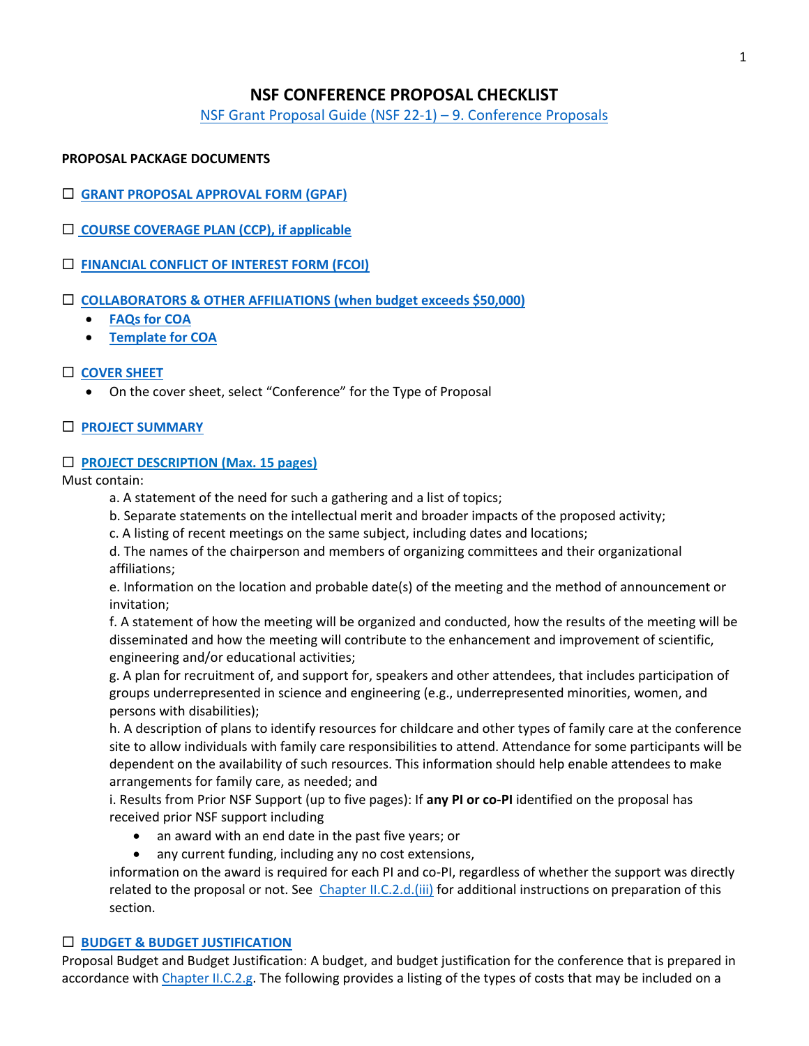# NSF CONFERENCE PROPOSAL CHECKLIST

NSF Grant Proposal Guide (NSF 22-1) – 9. Conference Proposals

**PROPOSAL PACKAGE DOCUMENTS**

☐ **GRANT PROPOSAL APPROVAL FORM (GPAF)**

☐ **COURSE COVERAGE PLAN (CCP), if applicable**

☐ **FINANCIAL CONFLICT OF INTEREST FORM (FCOI)**

☐ **COLLABORATORS & OTHER AFFILIATIONS (when budget exceeds $50,000)**

- **FAQs for COA**
- **Template for COA**

☐ **COVER SHEET**

- On the cover sheet, select "Conference" for the Type of Proposal

☐ **PROJECT SUMMARY**

☐ **PROJECT DESCRIPTION (Max. 15 pages)**

Must contain:

a. A statement of the need for such a gathering and a list of topics;

b. Separate statements on the intellectual merit and broader impacts of the proposed activity;

c. A listing of recent meetings on the same subject, including dates and locations;

d. The names of the chairperson and members of organizing committees and their organizational affiliations;

e. Information on the location and probable date(s) of the meeting and the method of announcement or invitation;

f. A statement of how the meeting will be organized and conducted, how the results of the meeting will be disseminated and how the meeting will contribute to the enhancement and improvement of scientific, engineering and/or educational activities;

g. A plan for recruitment of, and support for, speakers and other attendees, that includes participation of groups underrepresented in science and engineering (e.g., underrepresented minorities, women, and persons with disabilities);

h. A description of plans to identify resources for childcare and other types of family care at the conference site to allow individuals with family care responsibilities to attend. Attendance for some participants will be dependent on the availability of such resources. This information should help enable attendees to make arrangements for family care, as needed; and

i. Results from Prior NSF Support (up to five pages): If **any PI or co-PI** identified on the proposal has received prior NSF support including

- an award with an end date in the past five years; or
- any current funding, including any no cost extensions,

information on the award is required for each PI and co-PI, regardless of whether the support was directly related to the proposal or not. See Chapter II.C.2.d.(iii) for additional instructions on preparation of this section.

☐ **BUDGET & BUDGET JUSTIFICATION**

Proposal Budget and Budget Justification: A budget, and budget justification for the conference that is prepared in accordance with Chapter II.C.2.g. The following provides a listing of the types of costs that may be included on a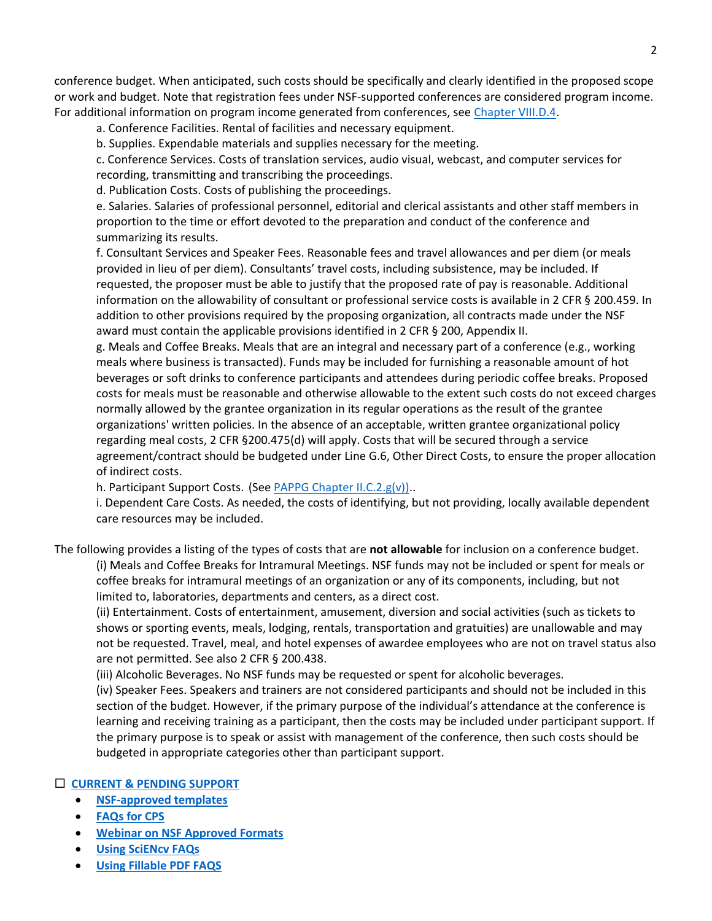conference budget. When anticipated, such costs should be specifically and clearly identified in the proposed scope or work and budget. Note that registration fees under NSF-supported conferences are considered program income. For additional information on program income generated from conferences, see [Chapter VIII.D.4](#).

a. Conference Facilities. Rental of facilities and necessary equipment.

b. Supplies. Expendable materials and supplies necessary for the meeting.

c. Conference Services. Costs of translation services, audio visual, webcast, and computer services for recording, transmitting and transcribing the proceedings.

d. Publication Costs. Costs of publishing the proceedings.

e. Salaries. Salaries of professional personnel, editorial and clerical assistants and other staff members in proportion to the time or effort devoted to the preparation and conduct of the conference and summarizing its results.

f. Consultant Services and Speaker Fees. Reasonable fees and travel allowances and per diem (or meals provided in lieu of per diem). Consultants' travel costs, including subsistence, may be included. If requested, the proposer must be able to justify that the proposed rate of pay is reasonable. Additional information on the allowability of consultant or professional service costs is available in 2 CFR § 200.459. In addition to other provisions required by the proposing organization, all contracts made under the NSF award must contain the applicable provisions identified in 2 CFR § 200, Appendix II.

g. Meals and Coffee Breaks. Meals that are an integral and necessary part of a conference (e.g., working meals where business is transacted). Funds may be included for furnishing a reasonable amount of hot beverages or soft drinks to conference participants and attendees during periodic coffee breaks. Proposed costs for meals must be reasonable and otherwise allowable to the extent such costs do not exceed charges normally allowed by the grantee organization in its regular operations as the result of the grantee organizations' written policies. In the absence of an acceptable, written grantee organizational policy regarding meal costs, 2 CFR §200.475(d) will apply. Costs that will be secured through a service agreement/contract should be budgeted under Line G.6, Other Direct Costs, to ensure the proper allocation of indirect costs.

h. Participant Support Costs. (See [PAPPG Chapter II.C.2.g(v))](#)..

i. Dependent Care Costs. As needed, the costs of identifying, but not providing, locally available dependent care resources may be included.

The following provides a listing of the types of costs that are **not allowable** for inclusion on a conference budget.

(i) Meals and Coffee Breaks for Intramural Meetings. NSF funds may not be included or spent for meals or coffee breaks for intramural meetings of an organization or any of its components, including, but not limited to, laboratories, departments and centers, as a direct cost.

(ii) Entertainment. Costs of entertainment, amusement, diversion and social activities (such as tickets to shows or sporting events, meals, lodging, rentals, transportation and gratuities) are unallowable and may not be requested. Travel, meal, and hotel expenses of awardee employees who are not on travel status also are not permitted. See also 2 CFR § 200.438.

(iii) Alcoholic Beverages. No NSF funds may be requested or spent for alcoholic beverages.

(iv) Speaker Fees. Speakers and trainers are not considered participants and should not be included in this section of the budget. However, if the primary purpose of the individual's attendance at the conference is learning and receiving training as a participant, then the costs may be included under participant support. If the primary purpose is to speak or assist with management of the conference, then such costs should be budgeted in appropriate categories other than participant support.

☐ **[CURRENT & PENDING SUPPORT](#)**

- **[NSF-approved templates](#)**
- **[FAQs for CPS](#)**
- **[Webinar on NSF Approved Formats](#)**
- **[Using SciENcv FAQs](#)**
- **[Using Fillable PDF FAQS](#)**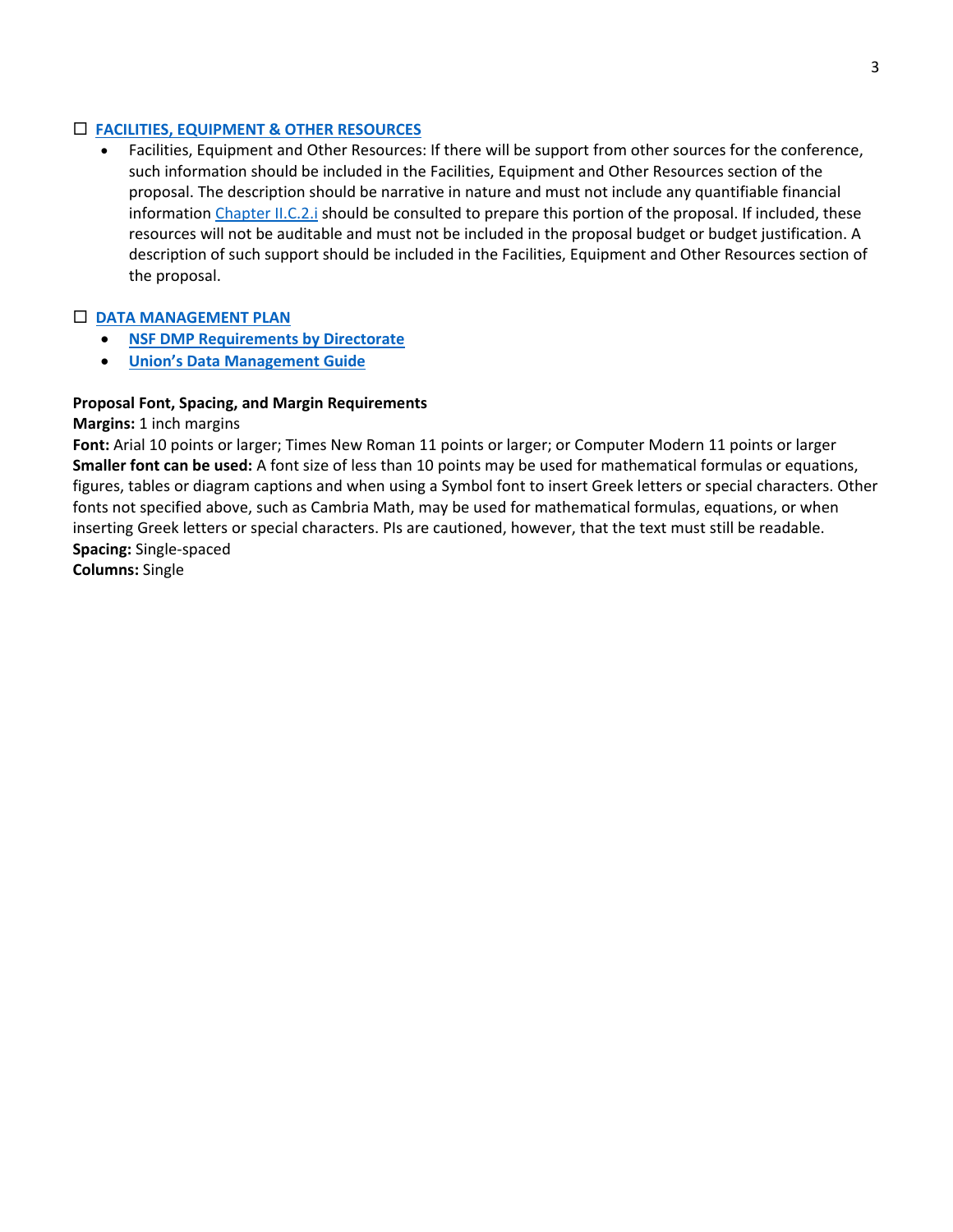☐ **FACILITIES, EQUIPMENT & OTHER RESOURCES**

- Facilities, Equipment and Other Resources: If there will be support from other sources for the conference, such information should be included in the Facilities, Equipment and Other Resources section of the proposal. The description should be narrative in nature and must not include any quantifiable financial information Chapter II.C.2.i should be consulted to prepare this portion of the proposal. If included, these resources will not be auditable and must not be included in the proposal budget or budget justification. A description of such support should be included in the Facilities, Equipment and Other Resources section of the proposal.

☐ **DATA MANAGEMENT PLAN**

- **NSF DMP Requirements by Directorate**
- **Union's Data Management Guide**

**Proposal Font, Spacing, and Margin Requirements**
**Margins:** 1 inch margins
**Font:** Arial 10 points or larger; Times New Roman 11 points or larger; or Computer Modern 11 points or larger
**Smaller font can be used:** A font size of less than 10 points may be used for mathematical formulas or equations, figures, tables or diagram captions and when using a Symbol font to insert Greek letters or special characters. Other fonts not specified above, such as Cambria Math, may be used for mathematical formulas, equations, or when inserting Greek letters or special characters. PIs are cautioned, however, that the text must still be readable.
**Spacing:** Single-spaced
**Columns:** Single